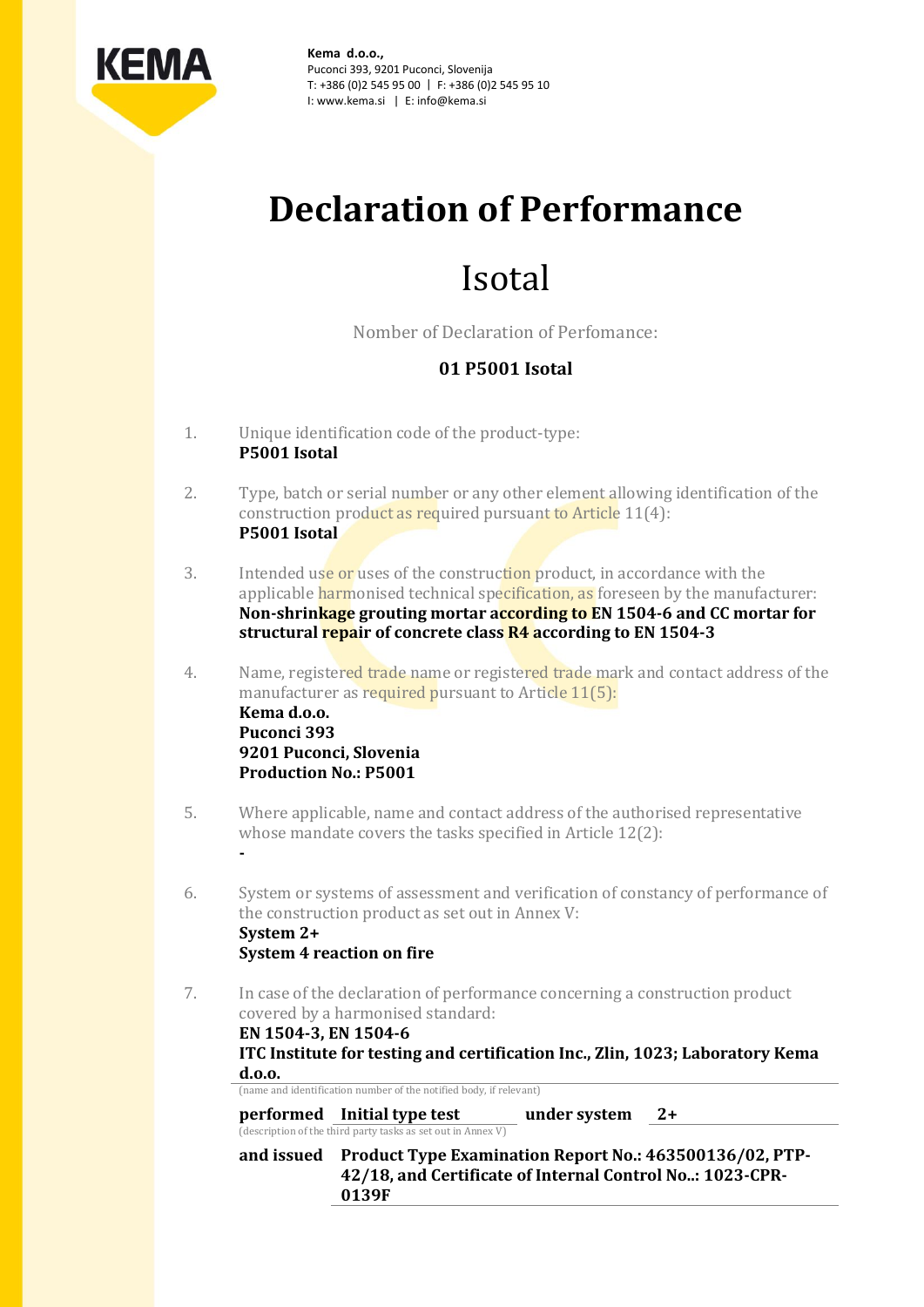**Kema d.o.o.,**
Puconci 393, 9201 Puconci, Slovenija
T: +386 (0)2 545 95 00 | F: +386 (0)2 545 95 10
I: www.kema.si | E: info@kema.si

# Declaration of Performance

## Isotal

Nomber of Declaration of Perfomance:

**01 P5001 Isotal**

1. Unique identification code of the product-type:
   **P5001 Isotal**

2. Type, batch or serial number or any other element allowing identification of the construction product as required pursuant to Article 11(4):
   **P5001 Isotal**

3. Intended use or uses of the construction product, in accordance with the applicable harmonised technical specification, as foreseen by the manufacturer:
   **Non-shrinkage grouting mortar according to EN 1504-6 and CC mortar for structural repair of concrete class R4 according to EN 1504-3**

4. Name, registered trade name or registered trade mark and contact address of the manufacturer as required pursuant to Article 11(5):
   **Kema d.o.o.**
   **Puconci 393**
   **9201 Puconci, Slovenia**
   **Production No.: P5001**

5. Where applicable, name and contact address of the authorised representative whose mandate covers the tasks specified in Article 12(2):
   **-**

6. System or systems of assessment and verification of constancy of performance of the construction product as set out in Annex V:
   **System 2+**
   **System 4 reaction on fire**

7. In case of the declaration of performance concerning a construction product covered by a harmonised standard:
   **EN 1504-3, EN 1504-6**
   **ITC Institute for testing and certification Inc., Zlin, 1023; Laboratory Kema d.o.o.**
   (name and identification number of the notified body, if relevant)

   **performed** **Initial type test** **under system** **2+**
   (description of the third party tasks as set out in Annex V)

   **and issued** **Product Type Examination Report No.: 463500136/02, PTP-42/18, and Certificate of Internal Control No..: 1023-CPR-0139F**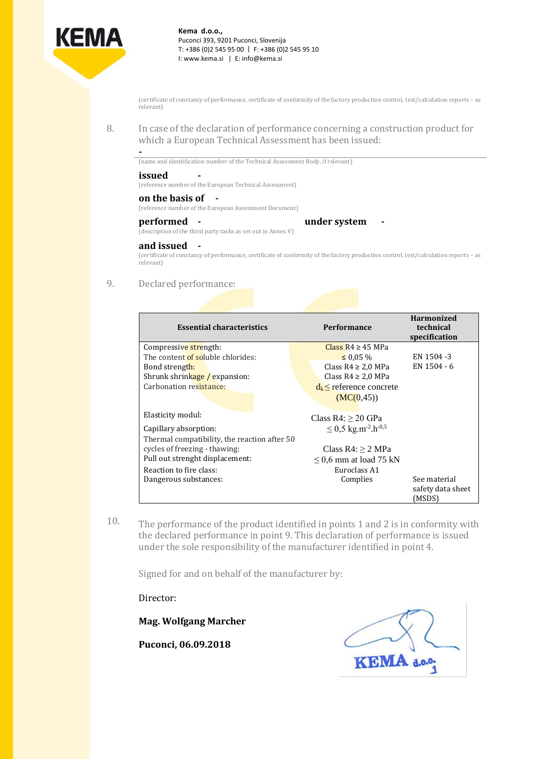**Kema d.o.o.,**
Puconci 393, 9201 Puconci, Slovenija
T: +386 (0)2 545 95 00 | F: +386 (0)2 545 95 10
I: www.kema.si | E: info@kema.si

(certificate of constancy of performance, certificate of conformity of the factory production control, test/calculation reports – as relevant)

8. In case of the declaration of performance concerning a construction product for which a European Technical Assessment has been issued:

-

(name and identification number of the Technical Assessment Body, if relevant)

**issued** -
(reference number of the European Technical Assessment)

**on the basis of** -
(reference number of the European Assessment Document)

**performed** - **under system** -
(description of the third party tasks as set out in Annex V)

**and issued** -
(certificate of constancy of performance, certificate of conformity of the factory production control, test/calculation reports – as relevant)

9. Declared performance:

| Essential characteristics | Performance | Harmonized technical specification |
|---|---|---|
| Compressive strength: | Class R4 ≥ 45 MPa | |
| The content of soluble chlorides: | ≤ 0,05 % | EN 1504 -3 |
| Bond strength: | Class R4 ≥ 2,0 MPa | EN 1504 - 6 |
| Shrunk shrinkage / expansion: | Class R4 ≥ 2,0 MPa | |
| Carbonation resistance: | $d_k \leq$ reference concrete (MC(0,45)) | |
| Elasticity modul: | Class R4: ≥ 20 GPa | |
| Capillary absorption: | ≤ 0,5 kg.m$^{-2}$.h$^{-0,5}$ | |
| Thermal compatibility, the reaction after 50 cycles of freezing - thawing: | Class R4: ≥ 2 MPa | |
| Pull out strenght displacement: | ≤ 0,6 mm at load 75 kN | |
| Reaction to fire class: | Euroclass A1 | |
| Dangerous substances: | Complies | See material safety data sheet (MSDS) |

10. The performance of the product identified in points 1 and 2 is in conformity with the declared performance in point 9. This declaration of performance is issued under the sole responsibility of the manufacturer identified in point 4.

Signed for and on behalf of the manufacturer by:

Director:

**Mag. Wolfgang Marcher**

**Puconci, 06.09.2018**

KEMA d.o.o.